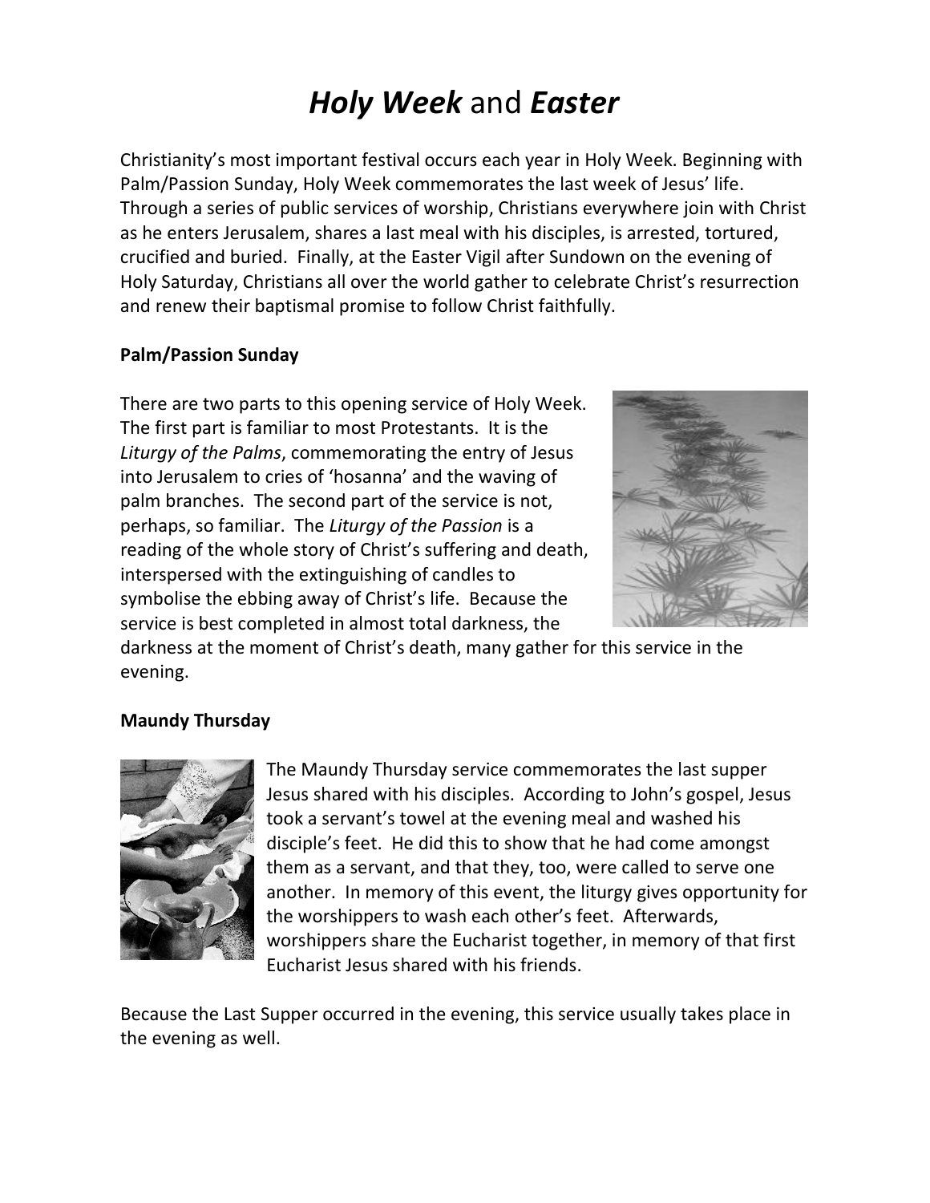# ***Holy Week*** and ***Easter***

Christianity's most important festival occurs each year in Holy Week. Beginning with Palm/Passion Sunday, Holy Week commemorates the last week of Jesus' life. Through a series of public services of worship, Christians everywhere join with Christ as he enters Jerusalem, shares a last meal with his disciples, is arrested, tortured, crucified and buried. Finally, at the Easter Vigil after Sundown on the evening of Holy Saturday, Christians all over the world gather to celebrate Christ's resurrection and renew their baptismal promise to follow Christ faithfully.

**Palm/Passion Sunday**

There are two parts to this opening service of Holy Week. The first part is familiar to most Protestants. It is the *Liturgy of the Palms*, commemorating the entry of Jesus into Jerusalem to cries of 'hosanna' and the waving of palm branches. The second part of the service is not, perhaps, so familiar. The *Liturgy of the Passion* is a reading of the whole story of Christ's suffering and death, interspersed with the extinguishing of candles to symbolise the ebbing away of Christ's life. Because the service is best completed in almost total darkness, the darkness at the moment of Christ's death, many gather for this service in the evening.

**Maundy Thursday**

The Maundy Thursday service commemorates the last supper Jesus shared with his disciples. According to John's gospel, Jesus took a servant's towel at the evening meal and washed his disciple's feet. He did this to show that he had come amongst them as a servant, and that they, too, were called to serve one another. In memory of this event, the liturgy gives opportunity for the worshippers to wash each other's feet. Afterwards, worshippers share the Eucharist together, in memory of that first Eucharist Jesus shared with his friends.

Because the Last Supper occurred in the evening, this service usually takes place in the evening as well.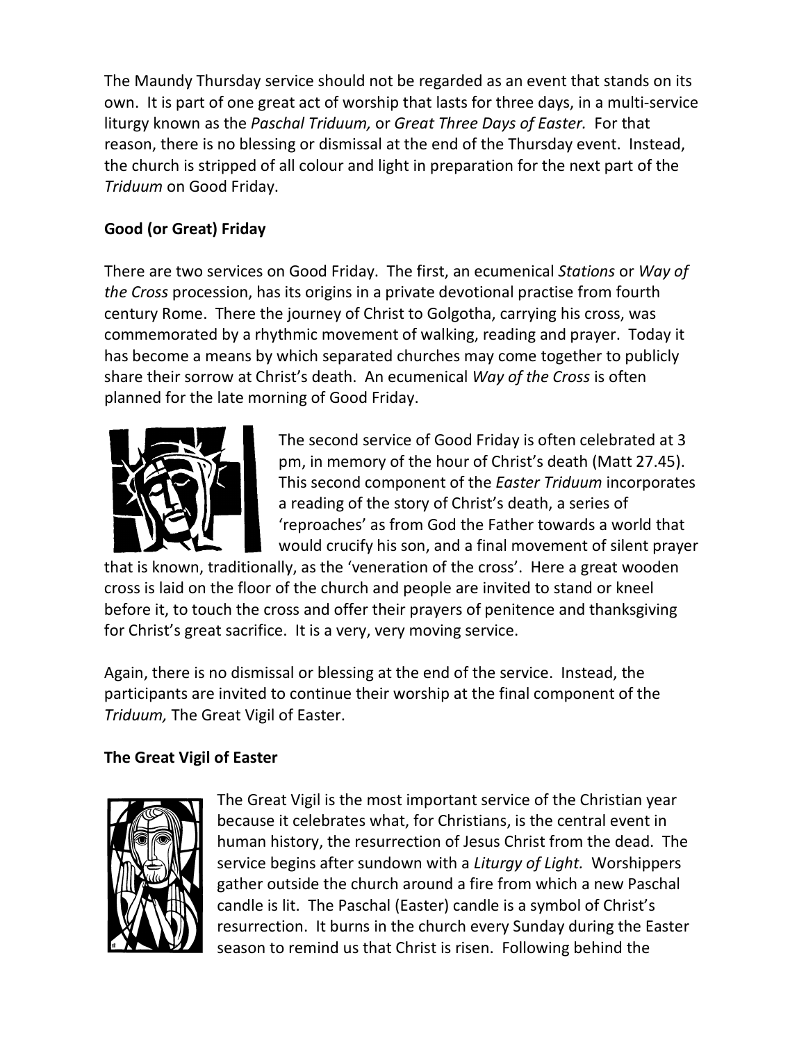The Maundy Thursday service should not be regarded as an event that stands on its own. It is part of one great act of worship that lasts for three days, in a multi-service liturgy known as the *Paschal Triduum,* or *Great Three Days of Easter.* For that reason, there is no blessing or dismissal at the end of the Thursday event. Instead, the church is stripped of all colour and light in preparation for the next part of the *Triduum* on Good Friday.

## Good (or Great) Friday

There are two services on Good Friday. The first, an ecumenical *Stations* or *Way of the Cross* procession, has its origins in a private devotional practise from fourth century Rome. There the journey of Christ to Golgotha, carrying his cross, was commemorated by a rhythmic movement of walking, reading and prayer. Today it has become a means by which separated churches may come together to publicly share their sorrow at Christ's death. An ecumenical *Way of the Cross* is often planned for the late morning of Good Friday.

The second service of Good Friday is often celebrated at 3 pm, in memory of the hour of Christ's death (Matt 27.45). This second component of the *Easter Triduum* incorporates a reading of the story of Christ's death, a series of 'reproaches' as from God the Father towards a world that would crucify his son, and a final movement of silent prayer that is known, traditionally, as the 'veneration of the cross'. Here a great wooden cross is laid on the floor of the church and people are invited to stand or kneel before it, to touch the cross and offer their prayers of penitence and thanksgiving for Christ's great sacrifice. It is a very, very moving service.

Again, there is no dismissal or blessing at the end of the service. Instead, the participants are invited to continue their worship at the final component of the *Triduum,* The Great Vigil of Easter.

## The Great Vigil of Easter

The Great Vigil is the most important service of the Christian year because it celebrates what, for Christians, is the central event in human history, the resurrection of Jesus Christ from the dead. The service begins after sundown with a *Liturgy of Light.* Worshippers gather outside the church around a fire from which a new Paschal candle is lit. The Paschal (Easter) candle is a symbol of Christ's resurrection. It burns in the church every Sunday during the Easter season to remind us that Christ is risen. Following behind the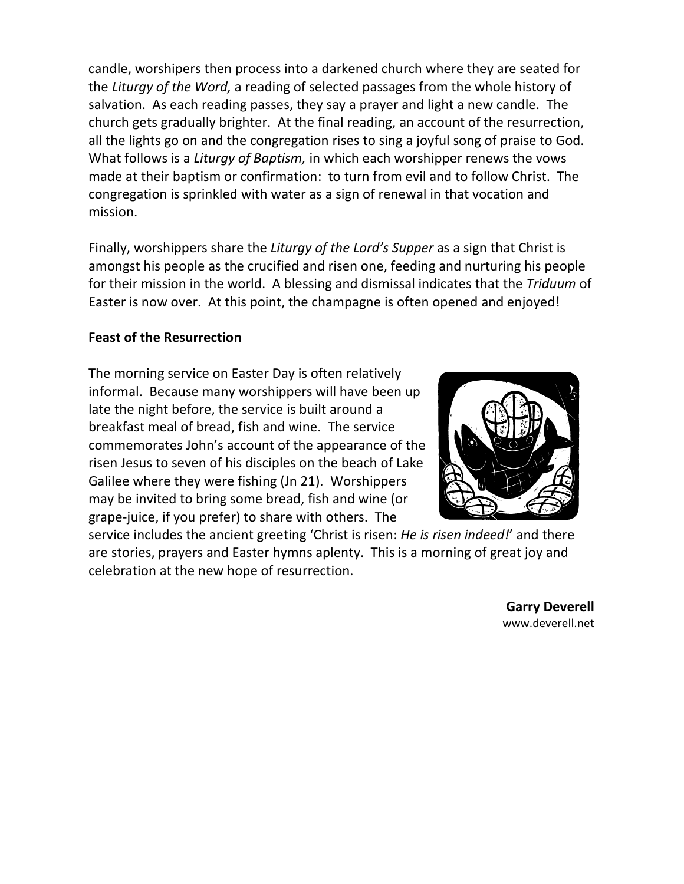candle, worshipers then process into a darkened church where they are seated for the *Liturgy of the Word,* a reading of selected passages from the whole history of salvation. As each reading passes, they say a prayer and light a new candle. The church gets gradually brighter. At the final reading, an account of the resurrection, all the lights go on and the congregation rises to sing a joyful song of praise to God. What follows is a *Liturgy of Baptism,* in which each worshipper renews the vows made at their baptism or confirmation: to turn from evil and to follow Christ. The congregation is sprinkled with water as a sign of renewal in that vocation and mission.

Finally, worshippers share the *Liturgy of the Lord's Supper* as a sign that Christ is amongst his people as the crucified and risen one, feeding and nurturing his people for their mission in the world. A blessing and dismissal indicates that the *Triduum* of Easter is now over. At this point, the champagne is often opened and enjoyed!

**Feast of the Resurrection**

The morning service on Easter Day is often relatively informal. Because many worshippers will have been up late the night before, the service is built around a breakfast meal of bread, fish and wine. The service commemorates John's account of the appearance of the risen Jesus to seven of his disciples on the beach of Lake Galilee where they were fishing (Jn 21). Worshippers may be invited to bring some bread, fish and wine (or grape-juice, if you prefer) to share with others. The service includes the ancient greeting 'Christ is risen: *He is risen indeed!*' and there are stories, prayers and Easter hymns aplenty. This is a morning of great joy and celebration at the new hope of resurrection.

**Garry Deverell**
www.deverell.net